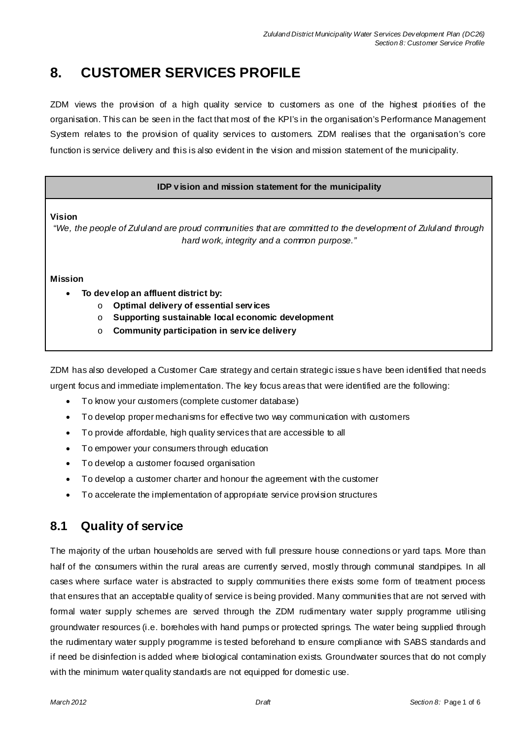# 8. CUSTOMER SERVICES PROFILE

ZDM views the provision of a high quality service to customers as one of the highest priorities of the organisation. This can be seen in the fact that most of the KPI's in the organisation's Performance Management System relates to the provision of quality services to customers. ZDM realises that the organisation's core function is service delivery and this is also evident in the vision and mission statement of the municipality.

| IDP vision and mission statement for the municipality |
|---|
| **Vision**<br>*"We, the people of Zululand are proud communities that are committed to the development of Zululand through hard work, integrity and a common purpose."*<br><br>**Mission**<br>• **To develop an affluent district by:**<br>  o **Optimal delivery of essential services**<br>  o **Supporting sustainable local economic development**<br>  o **Community participation in service delivery** |

ZDM has also developed a Customer Care strategy and certain strategic issues have been identified that needs urgent focus and immediate implementation. The key focus areas that were identified are the following:

- To know your customers (complete customer database)
- To develop proper mechanisms for effective two way communication with customers
- To provide affordable, high quality services that are accessible to all
- To empower your consumers through education
- To develop a customer focused organisation
- To develop a customer charter and honour the agreement with the customer
- To accelerate the implementation of appropriate service provision structures

## 8.1 Quality of service

The majority of the urban households are served with full pressure house connections or yard taps. More than half of the consumers within the rural areas are currently served, mostly through communal standpipes. In all cases where surface water is abstracted to supply communities there exists some form of treatment process that ensures that an acceptable quality of service is being provided. Many communities that are not served with formal water supply schemes are served through the ZDM rudimentary water supply programme utilising groundwater resources (i.e. boreholes with hand pumps or protected springs. The water being supplied through the rudimentary water supply programme is tested beforehand to ensure compliance with SABS standards and if need be disinfection is added where biological contamination exists. Groundwater sources that do not comply with the minimum water quality standards are not equipped for domestic use.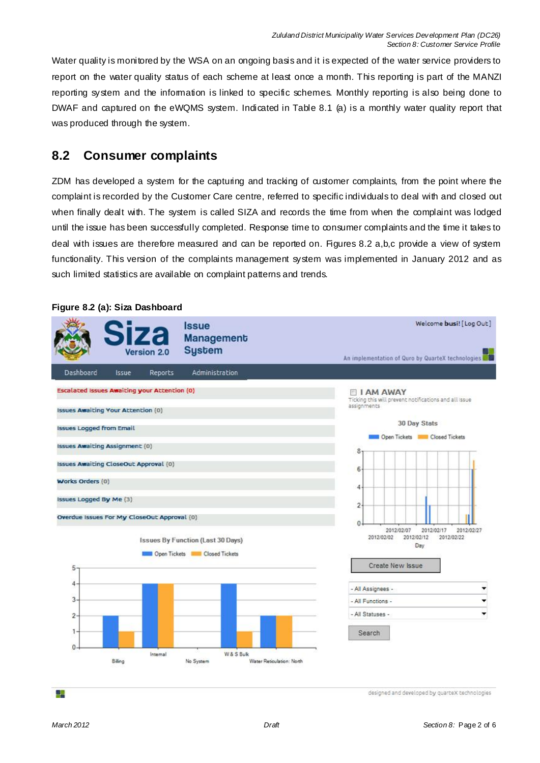Water quality is monitored by the WSA on an ongoing basis and it is expected of the water service providers to report on the water quality status of each scheme at least once a month. This reporting is part of the MANZI reporting system and the information is linked to specific schemes. Monthly reporting is also being done to DWAF and captured on the eWQMS system. Indicated in Table 8.1 (a) is a monthly water quality report that was produced through the system.

## 8.2 Consumer complaints

ZDM has developed a system for the capturing and tracking of customer complaints, from the point where the complaint is recorded by the Customer Care centre, referred to specific individuals to deal with and closed out when finally dealt with. The system is called SIZA and records the time from when the complaint was lodged until the issue has been successfully completed. Response time to consumer complaints and the time it takes to deal with issues are therefore measured and can be reported on. Figures 8.2 a,b,c provide a view of system functionality. This version of the complaints management system was implemented in January 2012 and as such limited statistics are available on complaint patterns and trends.

**Figure 8.2 (a): Siza Dashboard**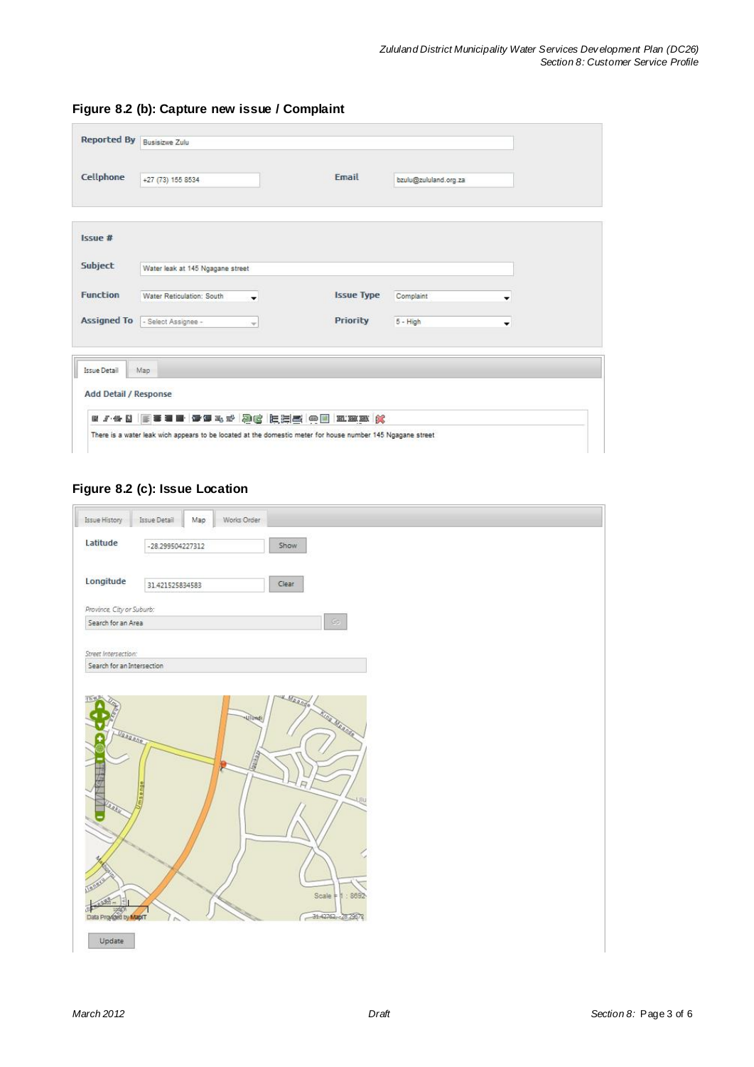**Figure 8.2 (b): Capture new issue / Complaint**

| | | | |
|---|---|---|---|
| **Reported By** | Busisizwe Zulu | | |
| **Cellphone** | +27 (73) 155 8534 | **Email** | bzulu@zululand.org.za |

| | | | |
|---|---|---|---|
| **Issue #** | | | |
| **Subject** | Water leak at 145 Ngagane street | | |
| **Function** | Water Reticulation: South | **Issue Type** | Complaint |
| **Assigned To** | - Select Assignee - | **Priority** | 5 - High |

Issue Detail | Map

**Add Detail / Response**

There is a water leak wich appears to be located at the domestic meter for house number 145 Ngagane street

**Figure 8.2 (c): Issue Location**

Issue History | Issue Detail | Map | Works Order

**Latitude** -28.299504227312 [Show]

**Longitude** 31.421525834583 [Clear]

*Province, City or Suburb:*

Search for an Area [Go]

*Street Intersection:*

Search for an Intersection

Scale = 1 : 8692

Data Provided by MapIT

[Update]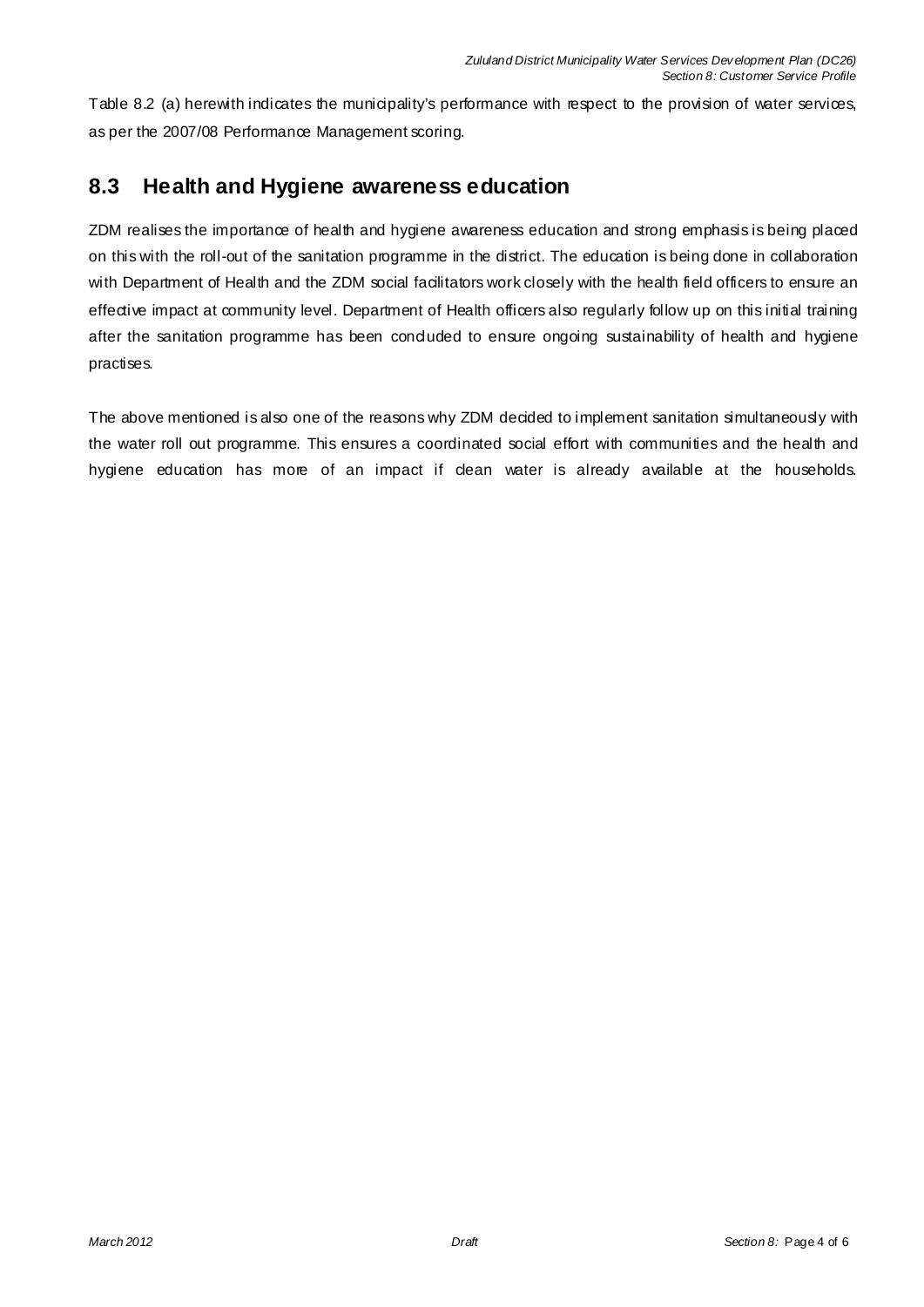Table 8.2 (a) herewith indicates the municipality's performance with respect to the provision of water services, as per the 2007/08 Performance Management scoring.

## 8.3 Health and Hygiene awareness education

ZDM realises the importance of health and hygiene awareness education and strong emphasis is being placed on this with the roll-out of the sanitation programme in the district. The education is being done in collaboration with Department of Health and the ZDM social facilitators work closely with the health field officers to ensure an effective impact at community level. Department of Health officers also regularly follow up on this initial training after the sanitation programme has been concluded to ensure ongoing sustainability of health and hygiene practises.

The above mentioned is also one of the reasons why ZDM decided to implement sanitation simultaneously with the water roll out programme. This ensures a coordinated social effort with communities and the health and hygiene education has more of an impact if clean water is already available at the households.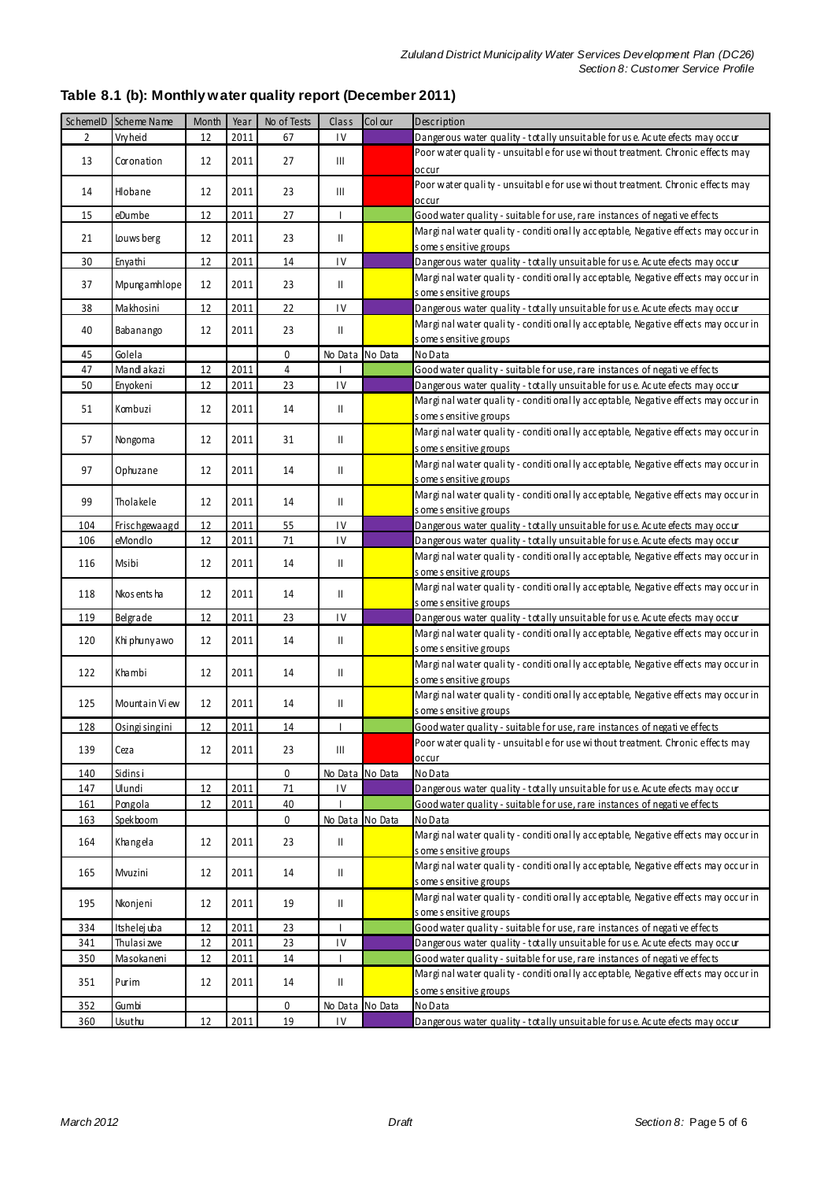**Table 8.1 (b): Monthly water quality report (December 2011)**

| SchemeID | Scheme Name | Month | Year | No of Tests | Class | Colour | Description |
|---|---|---|---|---|---|---|---|
| 2 | Vryheid | 12 | 2011 | 67 | IV | | Dangerous water quality - totally unsuitable for use. Acute efects may occur |
| 13 | Coronation | 12 | 2011 | 27 | III | | Poor water quality - unsuitable for use without treatment. Chronic effects may occur |
| 14 | Hlobane | 12 | 2011 | 23 | III | | Poor water quality - unsuitable for use without treatment. Chronic effects may occur |
| 15 | eDumbe | 12 | 2011 | 27 | I | | Good water quality - suitable for use, rare instances of negative effects |
| 21 | Louwsberg | 12 | 2011 | 23 | II | | Marginal water quality - conditionally acceptable, Negative effects may occur in some sensitive groups |
| 30 | Enyathi | 12 | 2011 | 14 | IV | | Dangerous water quality - totally unsuitable for use. Acute efects may occur |
| 37 | Mpungamhlope | 12 | 2011 | 23 | II | | Marginal water quality - conditionally acceptable, Negative effects may occur in some sensitive groups |
| 38 | Makhosini | 12 | 2011 | 22 | IV | | Dangerous water quality - totally unsuitable for use. Acute efects may occur |
| 40 | Babanango | 12 | 2011 | 23 | II | | Marginal water quality - conditionally acceptable, Negative effects may occur in some sensitive groups |
| 45 | Golela | | | 0 | No Data | No Data | No Data |
| 47 | Mandlakazi | 12 | 2011 | 4 | I | | Good water quality - suitable for use, rare instances of negative effects |
| 50 | Enyokeni | 12 | 2011 | 23 | IV | | Dangerous water quality - totally unsuitable for use. Acute efects may occur |
| 51 | Kombuzi | 12 | 2011 | 14 | II | | Marginal water quality - conditionally acceptable, Negative effects may occur in some sensitive groups |
| 57 | Nongoma | 12 | 2011 | 31 | II | | Marginal water quality - conditionally acceptable, Negative effects may occur in some sensitive groups |
| 97 | Ophuzane | 12 | 2011 | 14 | II | | Marginal water quality - conditionally acceptable, Negative effects may occur in some sensitive groups |
| 99 | Tholakele | 12 | 2011 | 14 | II | | Marginal water quality - conditionally acceptable, Negative effects may occur in some sensitive groups |
| 104 | Frischgewaagd | 12 | 2011 | 55 | IV | | Dangerous water quality - totally unsuitable for use. Acute efects may occur |
| 106 | eMondlo | 12 | 2011 | 71 | IV | | Dangerous water quality - totally unsuitable for use. Acute efects may occur |
| 116 | Msibi | 12 | 2011 | 14 | II | | Marginal water quality - conditionally acceptable, Negative effects may occur in some sensitive groups |
| 118 | Nkosentsha | 12 | 2011 | 14 | II | | Marginal water quality - conditionally acceptable, Negative effects may occur in some sensitive groups |
| 119 | Belgrade | 12 | 2011 | 23 | IV | | Dangerous water quality - totally unsuitable for use. Acute efects may occur |
| 120 | Khiphunyawo | 12 | 2011 | 14 | II | | Marginal water quality - conditionally acceptable, Negative effects may occur in some sensitive groups |
| 122 | Khambi | 12 | 2011 | 14 | II | | Marginal water quality - conditionally acceptable, Negative effects may occur in some sensitive groups |
| 125 | Mountain View | 12 | 2011 | 14 | II | | Marginal water quality - conditionally acceptable, Negative effects may occur in some sensitive groups |
| 128 | Osingisingini | 12 | 2011 | 14 | I | | Good water quality - suitable for use, rare instances of negative effects |
| 139 | Ceza | 12 | 2011 | 23 | III | | Poor water quality - unsuitable for use without treatment. Chronic effects may occur |
| 140 | Sidinsi | | | 0 | No Data | No Data | No Data |
| 147 | Ulundi | 12 | 2011 | 71 | IV | | Dangerous water quality - totally unsuitable for use. Acute efects may occur |
| 161 | Pongola | 12 | 2011 | 40 | I | | Good water quality - suitable for use, rare instances of negative effects |
| 163 | Spekboom | | | 0 | No Data | No Data | No Data |
| 164 | Khangela | 12 | 2011 | 23 | II | | Marginal water quality - conditionally acceptable, Negative effects may occur in some sensitive groups |
| 165 | Mvuzini | 12 | 2011 | 14 | II | | Marginal water quality - conditionally acceptable, Negative effects may occur in some sensitive groups |
| 195 | Nkonjeni | 12 | 2011 | 19 | II | | Marginal water quality - conditionally acceptable, Negative effects may occur in some sensitive groups |
| 334 | Itshelejuba | 12 | 2011 | 23 | I | | Good water quality - suitable for use, rare instances of negative effects |
| 341 | Thulasizwe | 12 | 2011 | 23 | IV | | Dangerous water quality - totally unsuitable for use. Acute efects may occur |
| 350 | Masokaneni | 12 | 2011 | 14 | I | | Good water quality - suitable for use, rare instances of negative effects |
| 351 | Purim | 12 | 2011 | 14 | II | | Marginal water quality - conditionally acceptable, Negative effects may occur in some sensitive groups |
| 352 | Gumbi | | | 0 | No Data | No Data | No Data |
| 360 | Usuthu | 12 | 2011 | 19 | IV | | Dangerous water quality - totally unsuitable for use. Acute efects may occur |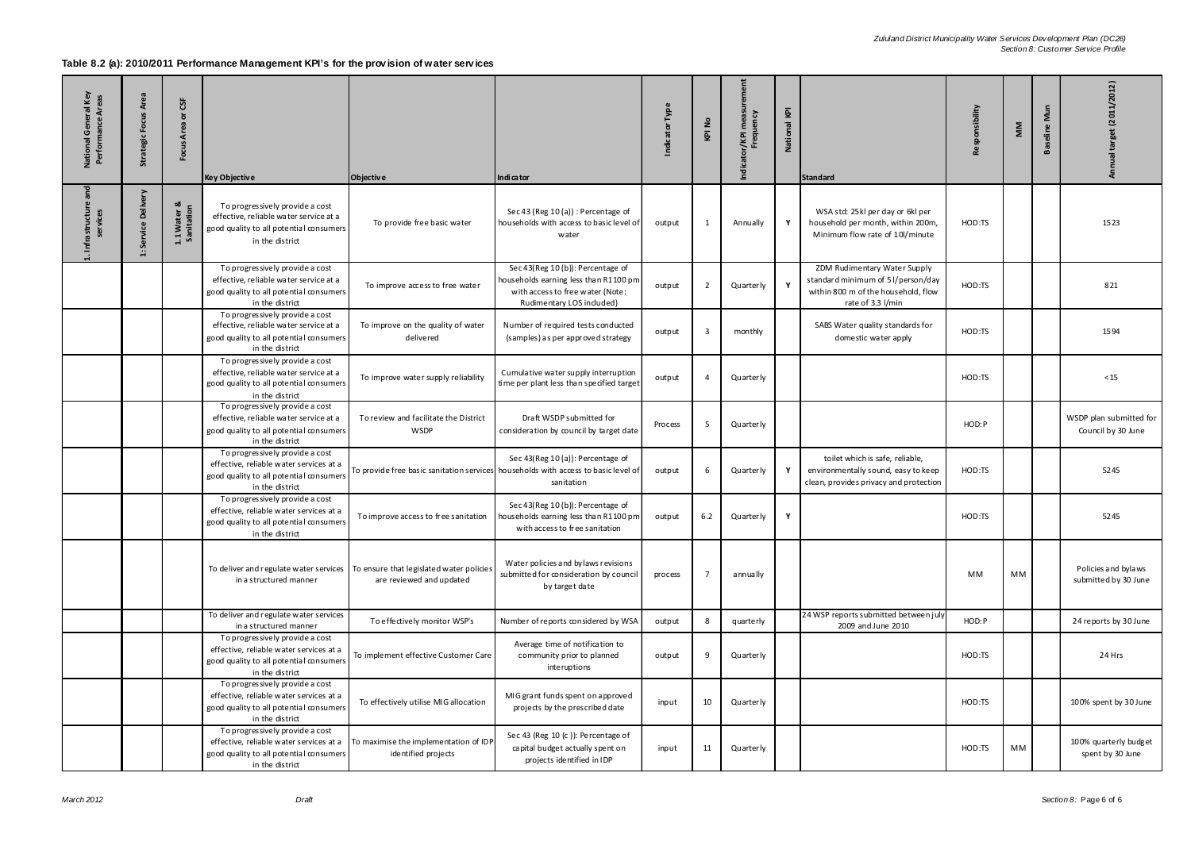**Table 8.2 (a): 2010/2011 Performance Management KPI's for the provision of water services**

| National General Key Performance Areas | Strategic Focus Area | Focus Area or CSF | Key Objective | Objective | Indicator | Indicator Type | KPI No | Indicator/KPI measurement Frequency | National KPI | Standard | Responsibility | MM | Baseline Mun | Annual target (2011/2012) |
|---|---|---|---|---|---|---|---|---|---|---|---|---|---|---|
| 1. Infrastructure and services | 1: Service Delivery | 1.1 Water & Sanitation | To progressively provide a cost effective, reliable water service at a good quality to all potential consumers in the district | To provide free basic water | Sec 43 (Reg 10 (a)) : Percentage of households with access to basic level of water | output | 1 | Annually | Y | WSA std: 25kl per day or 6kl per household per month, within 200m, Minimum flow rate of 10l/minute | HOD:TS | | | 1523 |
| | | | To progressively provide a cost effective, reliable water service at a good quality to all potential consumers in the district | To improve access to free water | Sec 43(Reg 10 (b)): Percentage of households earning less than R1100 pm with access to free water (Note: Rudimentary LOS included) | output | 2 | Quarterly | Y | ZDM Rudimentary Water Supply standard minimum of 5 l/person/day within 800 m of the household, flow rate of 3.3 l/min | HOD:TS | | | 821 |
| | | | To progressively provide a cost effective, reliable water service at a good quality to all potential consumers in the district | To improve on the quality of water delivered | Number of required tests conducted (samples) as per approved strategy | output | 3 | monthly | | SABS Water quality standards for domestic water apply | HOD:TS | | | 1594 |
| | | | To progressively provide a cost effective, reliable water service at a good quality to all potential consumers in the district | To improve water supply reliability | Cumulative water supply interruption time per plant less than specified target | output | 4 | Quarterly | | | HOD:TS | | | <15 |
| | | | To progressively provide a cost effective, reliable water service at a good quality to all potential consumers in the district | To review and facilitate the District WSDP | Draft WSDP submitted for consideration by council by target date | Process | 5 | Quarterly | | | HOD:P | | | WSDP plan submitted for Council by 30 June |
| | | | To progressively provide a cost effective, reliable water services at a good quality to all potential consumers in the district | To provide free basic sanitation services | Sec 43(Reg 10 (a)): Percentage of households with access to basic level of sanitation | output | 6 | Quarterly | Y | toilet which is safe, reliable, environmentally sound, easy to keep clean, provides privacy and protection | HOD:TS | | | 5245 |
| | | | To progressively provide a cost effective, reliable water services at a good quality to all potential consumers in the district | To improve access to free sanitation | Sec 43(Reg 10 (b)): Percentage of households earning less than R1100 pm with access to free sanitation | output | 6.2 | Quarterly | Y | | HOD:TS | | | 5245 |
| | | | To deliver and regulate water services in a structured manner | To ensure that legislated water policies are reviewed and updated | Water policies and bylaws revisions submitted for consideration by council by target date | process | 7 | annually | | | MM | MM | | Policies and bylaws submitted by 30 June |
| | | | To deliver and regulate water services in a structured manner | To effectively monitor WSP's | Number of reports considered by WSA | output | 8 | quarterly | | 24 WSP reports submitted between july 2009 and June 2010 | HOD:P | | | 24 reports by 30 June |
| | | | To progressively provide a cost effective, reliable water services at a good quality to all potential consumers in the district | To implement effective Customer Care | Average time of notification to community prior to planned interuptions | output | 9 | Quarterly | | | HOD:TS | | | 24 Hrs |
| | | | To progressively provide a cost effective, reliable water services at a good quality to all potential consumers in the district | To effectively utilise MIG allocation | MIG grant funds spent on approved projects by the prescribed date | input | 10 | Quarterly | | | HOD:TS | | | 100% spent by 30 June |
| | | | To progressively provide a cost effective, reliable water services at a good quality to all potential consumers in the district | To maximise the implementation of IDP identified projects | Sec 43 (Reg 10 (c )): Percentage of capital budget actually spent on projects identified in IDP | input | 11 | Quarterly | | | HOD:TS | MM | | 100% quarterly budget spent by 30 June |